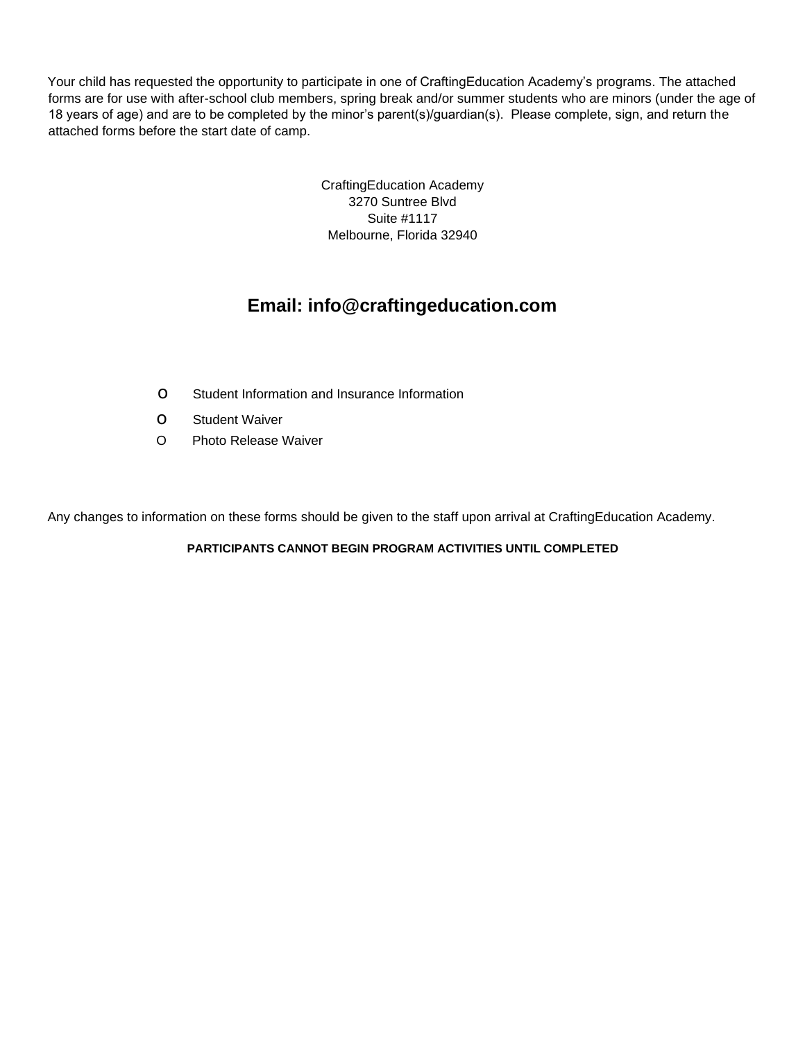Your child has requested the opportunity to participate in one of CraftingEducation Academy's programs. The attached forms are for use with after-school club members, spring break and/or summer students who are minors (under the age of 18 years of age) and are to be completed by the minor's parent(s)/guardian(s). Please complete, sign, and return the attached forms before the start date of camp.

CraftingEducation Academy
3270 Suntree Blvd
Suite #1117
Melbourne, Florida 32940

**Email: info@craftingeducation.com**

- Student Information and Insurance Information
- Student Waiver
- Photo Release Waiver

Any changes to information on these forms should be given to the staff upon arrival at CraftingEducation Academy.

**PARTICIPANTS CANNOT BEGIN PROGRAM ACTIVITIES UNTIL COMPLETED**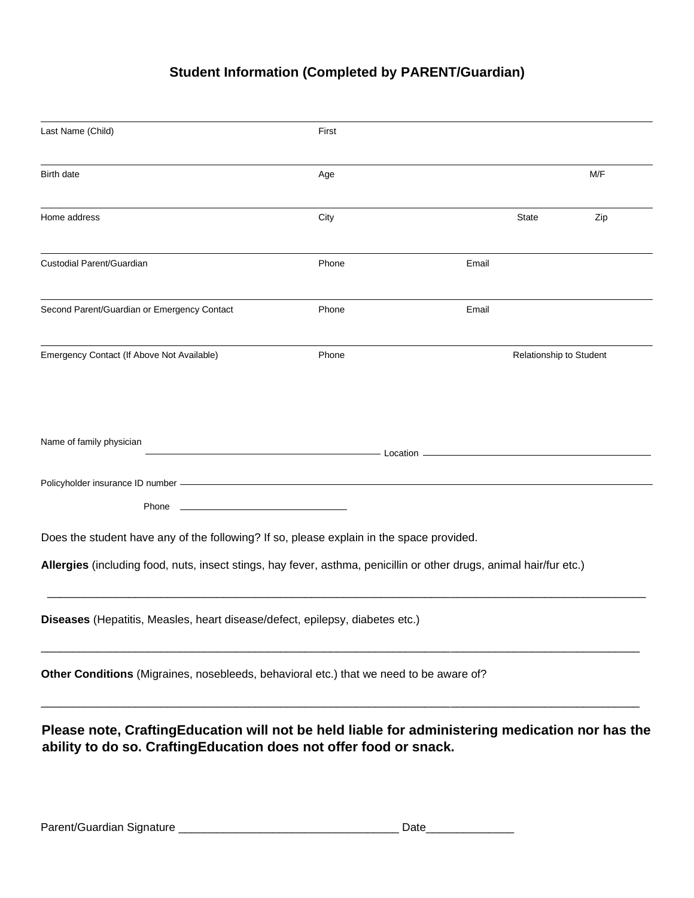## Student Information (Completed by PARENT/Guardian)

| Last Name (Child) | First | | | |
|---|---|---|---|---|
| Birth date | Age | | | M/F |
| Home address | City | | State | Zip |
| Custodial Parent/Guardian | Phone | Email | | |
| Second Parent/Guardian or Emergency Contact | Phone | Email | | |
| Emergency Contact (If Above Not Available) | Phone | | Relationship to Student | |

Name of family physician ______________________ Location ______________________

Policyholder insurance ID number ______________________

Phone ______________________

Does the student have any of the following? If so, please explain in the space provided.

**Allergies** (including food, nuts, insect stings, hay fever, asthma, penicillin or other drugs, animal hair/fur etc.)

______________________________________________________________________________________

**Diseases** (Hepatitis, Measles, heart disease/defect, epilepsy, diabetes etc.)

______________________________________________________________________________________

**Other Conditions** (Migraines, nosebleeds, behavioral etc.) that we need to be aware of?

______________________________________________________________________________________

**Please note, CraftingEducation will not be held liable for administering medication nor has the ability to do so. CraftingEducation does not offer food or snack.**

Parent/Guardian Signature __________________________________ Date_____________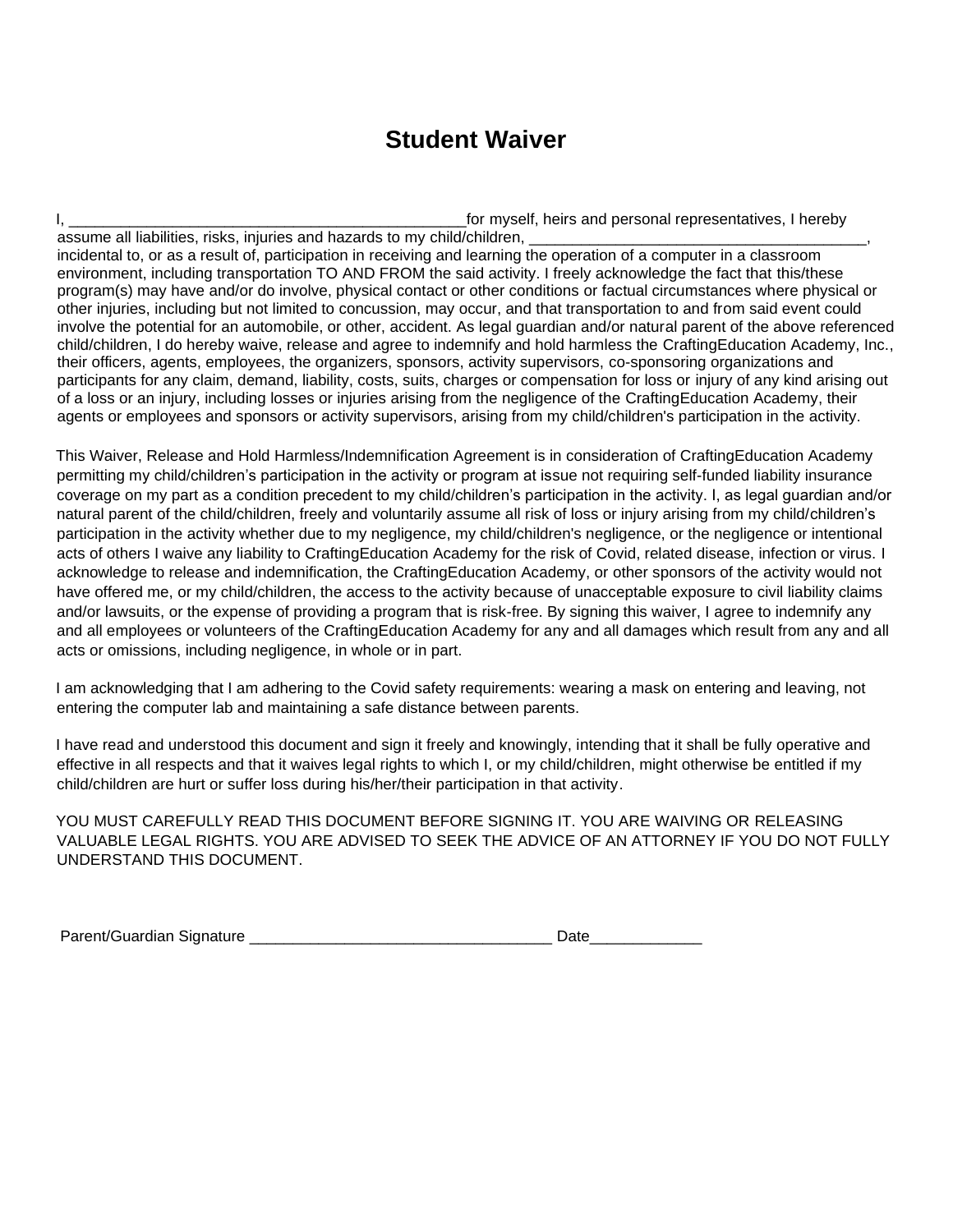# Student Waiver

I, ______________________________________________for myself, heirs and personal representatives, I hereby assume all liabilities, risks, injuries and hazards to my child/children, _______________________________________, incidental to, or as a result of, participation in receiving and learning the operation of a computer in a classroom environment, including transportation TO AND FROM the said activity. I freely acknowledge the fact that this/these program(s) may have and/or do involve, physical contact or other conditions or factual circumstances where physical or other injuries, including but not limited to concussion, may occur, and that transportation to and from said event could involve the potential for an automobile, or other, accident. As legal guardian and/or natural parent of the above referenced child/children, I do hereby waive, release and agree to indemnify and hold harmless the CraftingEducation Academy, Inc., their officers, agents, employees, the organizers, sponsors, activity supervisors, co-sponsoring organizations and participants for any claim, demand, liability, costs, suits, charges or compensation for loss or injury of any kind arising out of a loss or an injury, including losses or injuries arising from the negligence of the CraftingEducation Academy, their agents or employees and sponsors or activity supervisors, arising from my child/children's participation in the activity.

This Waiver, Release and Hold Harmless/Indemnification Agreement is in consideration of CraftingEducation Academy permitting my child/children's participation in the activity or program at issue not requiring self-funded liability insurance coverage on my part as a condition precedent to my child/children's participation in the activity. I, as legal guardian and/or natural parent of the child/children, freely and voluntarily assume all risk of loss or injury arising from my child/children's participation in the activity whether due to my negligence, my child/children's negligence, or the negligence or intentional acts of others I waive any liability to CraftingEducation Academy for the risk of Covid, related disease, infection or virus. I acknowledge to release and indemnification, the CraftingEducation Academy, or other sponsors of the activity would not have offered me, or my child/children, the access to the activity because of unacceptable exposure to civil liability claims and/or lawsuits, or the expense of providing a program that is risk-free. By signing this waiver, I agree to indemnify any and all employees or volunteers of the CraftingEducation Academy for any and all damages which result from any and all acts or omissions, including negligence, in whole or in part.

I am acknowledging that I am adhering to the Covid safety requirements: wearing a mask on entering and leaving, not entering the computer lab and maintaining a safe distance between parents.

I have read and understood this document and sign it freely and knowingly, intending that it shall be fully operative and effective in all respects and that it waives legal rights to which I, or my child/children, might otherwise be entitled if my child/children are hurt or suffer loss during his/her/their participation in that activity.

YOU MUST CAREFULLY READ THIS DOCUMENT BEFORE SIGNING IT. YOU ARE WAIVING OR RELEASING VALUABLE LEGAL RIGHTS. YOU ARE ADVISED TO SEEK THE ADVICE OF AN ATTORNEY IF YOU DO NOT FULLY UNDERSTAND THIS DOCUMENT.

Parent/Guardian Signature ___________________________________ Date_____________